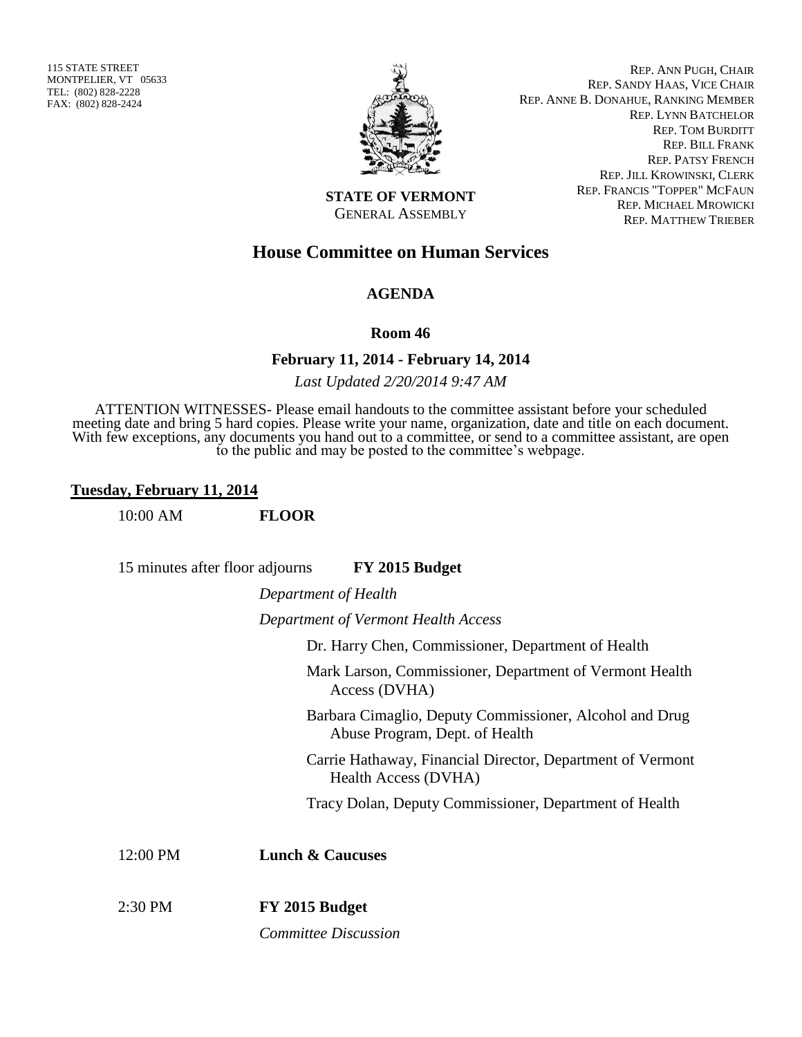115 STATE STREET
MONTPELIER, VT 05633
TEL: (802) 828-2228
FAX: (802) 828-2424

REP. ANN PUGH, CHAIR
REP. SANDY HAAS, VICE CHAIR
REP. ANNE B. DONAHUE, RANKING MEMBER
REP. LYNN BATCHELOR
REP. TOM BURDITT
REP. BILL FRANK
REP. PATSY FRENCH
REP. JILL KROWINSKI, CLERK
REP. FRANCIS "TOPPER" MCFAUN
REP. MICHAEL MROWICKI
REP. MATTHEW TRIEBER

**STATE OF VERMONT**
GENERAL ASSEMBLY

# House Committee on Human Services

## AGENDA

### Room 46

### February 11, 2014 - February 14, 2014

*Last Updated 2/20/2014 9:47 AM*

ATTENTION WITNESSES- Please email handouts to the committee assistant before your scheduled meeting date and bring 5 hard copies. Please write your name, organization, date and title on each document. With few exceptions, any documents you hand out to a committee, or send to a committee assistant, are open to the public and may be posted to the committee's webpage.

**Tuesday, February 11, 2014**

10:00 AM **FLOOR**

15 minutes after floor adjourns **FY 2015 Budget**

*Department of Health*

*Department of Vermont Health Access*

- Dr. Harry Chen, Commissioner, Department of Health
- Mark Larson, Commissioner, Department of Vermont Health Access (DVHA)
- Barbara Cimaglio, Deputy Commissioner, Alcohol and Drug Abuse Program, Dept. of Health
- Carrie Hathaway, Financial Director, Department of Vermont Health Access (DVHA)
- Tracy Dolan, Deputy Commissioner, Department of Health

12:00 PM **Lunch & Caucuses**

2:30 PM **FY 2015 Budget**

*Committee Discussion*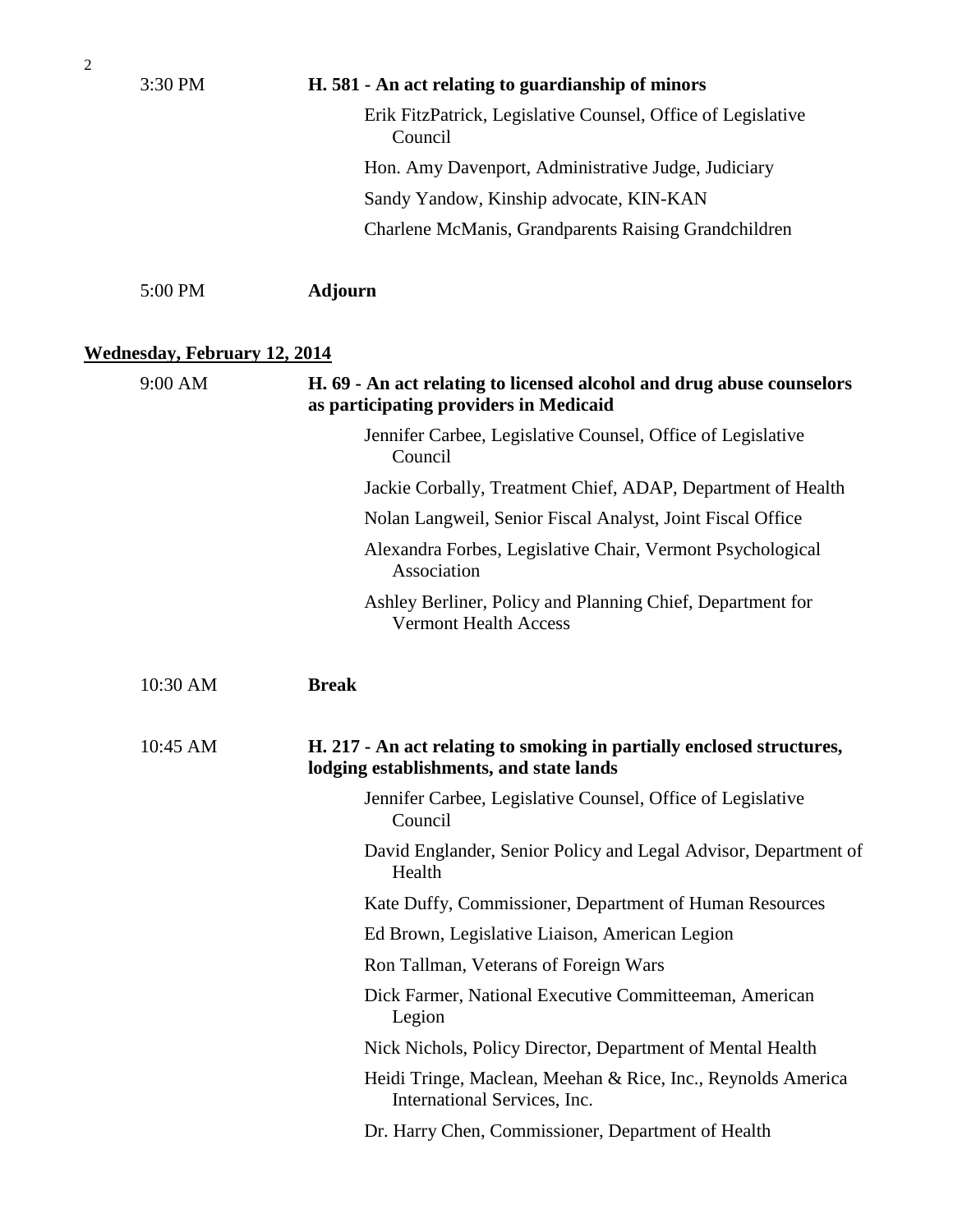3:30 PM **H. 581 - An act relating to guardianship of minors**

- Erik FitzPatrick, Legislative Counsel, Office of Legislative Council
- Hon. Amy Davenport, Administrative Judge, Judiciary
- Sandy Yandow, Kinship advocate, KIN-KAN
- Charlene McManis, Grandparents Raising Grandchildren

5:00 PM **Adjourn**

## Wednesday, February 12, 2014

9:00 AM **H. 69 - An act relating to licensed alcohol and drug abuse counselors as participating providers in Medicaid**

- Jennifer Carbee, Legislative Counsel, Office of Legislative Council
- Jackie Corbally, Treatment Chief, ADAP, Department of Health
- Nolan Langweil, Senior Fiscal Analyst, Joint Fiscal Office
- Alexandra Forbes, Legislative Chair, Vermont Psychological Association
- Ashley Berliner, Policy and Planning Chief, Department for Vermont Health Access

10:30 AM **Break**

10:45 AM **H. 217 - An act relating to smoking in partially enclosed structures, lodging establishments, and state lands**

- Jennifer Carbee, Legislative Counsel, Office of Legislative Council
- David Englander, Senior Policy and Legal Advisor, Department of Health
- Kate Duffy, Commissioner, Department of Human Resources
- Ed Brown, Legislative Liaison, American Legion
- Ron Tallman, Veterans of Foreign Wars
- Dick Farmer, National Executive Committeeman, American Legion
- Nick Nichols, Policy Director, Department of Mental Health
- Heidi Tringe, Maclean, Meehan & Rice, Inc., Reynolds America International Services, Inc.
- Dr. Harry Chen, Commissioner, Department of Health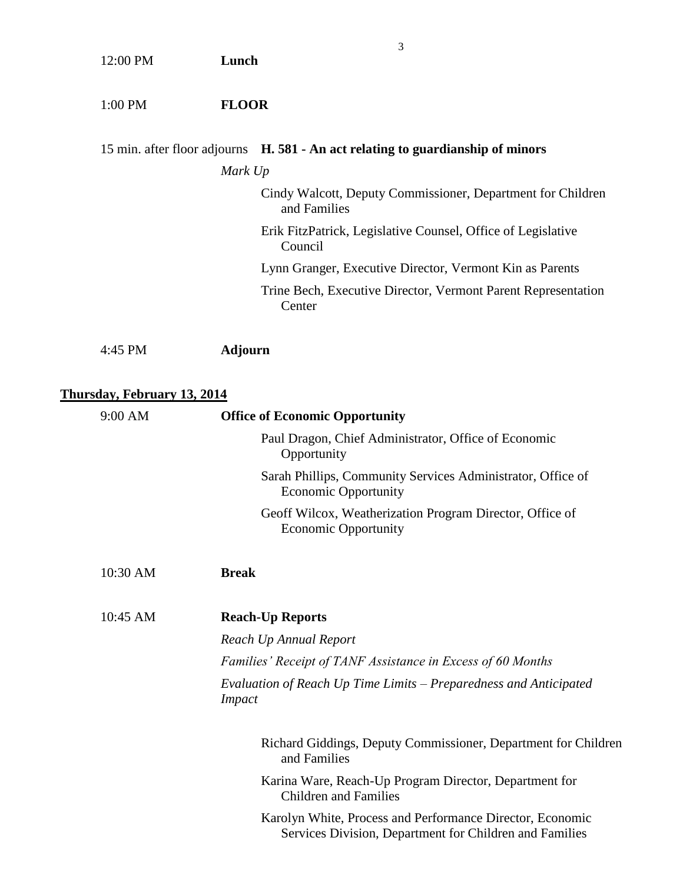12:00 PM **Lunch**

1:00 PM **FLOOR**

15 min. after floor adjourns **H. 581 - An act relating to guardianship of minors**

*Mark Up*

- Cindy Walcott, Deputy Commissioner, Department for Children and Families
- Erik FitzPatrick, Legislative Counsel, Office of Legislative Council
- Lynn Granger, Executive Director, Vermont Kin as Parents
- Trine Bech, Executive Director, Vermont Parent Representation Center

4:45 PM **Adjourn**

## Thursday, February 13, 2014

9:00 AM **Office of Economic Opportunity**

- Paul Dragon, Chief Administrator, Office of Economic Opportunity
- Sarah Phillips, Community Services Administrator, Office of Economic Opportunity
- Geoff Wilcox, Weatherization Program Director, Office of Economic Opportunity

10:30 AM **Break**

10:45 AM **Reach-Up Reports**

*Reach Up Annual Report*

*Families' Receipt of TANF Assistance in Excess of 60 Months*

*Evaluation of Reach Up Time Limits – Preparedness and Anticipated Impact*

- Richard Giddings, Deputy Commissioner, Department for Children and Families
- Karina Ware, Reach-Up Program Director, Department for Children and Families
- Karolyn White, Process and Performance Director, Economic Services Division, Department for Children and Families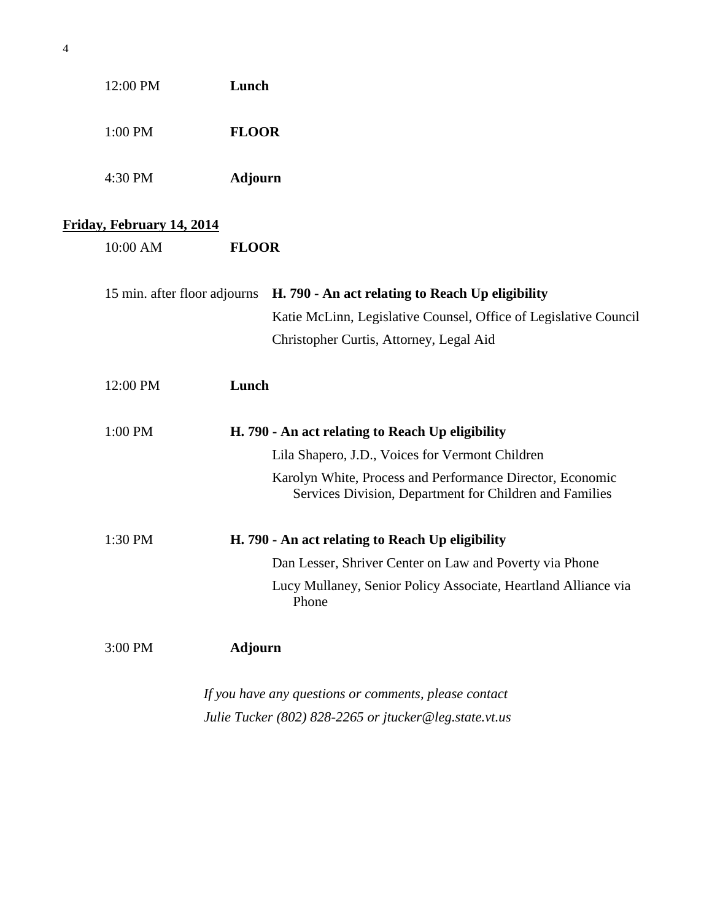| | |
|---|---|
| 12:00 PM | **Lunch** |
| 1:00 PM | **FLOOR** |
| 4:30 PM | **Adjourn** |

**Friday, February 14, 2014**

| | |
|---|---|
| 10:00 AM | **FLOOR** |
| 15 min. after floor adjourns | **H. 790 - An act relating to Reach Up eligibility**<br>Katie McLinn, Legislative Counsel, Office of Legislative Council<br>Christopher Curtis, Attorney, Legal Aid |
| 12:00 PM | **Lunch** |
| 1:00 PM | **H. 790 - An act relating to Reach Up eligibility**<br>Lila Shapero, J.D., Voices for Vermont Children<br>Karolyn White, Process and Performance Director, Economic Services Division, Department for Children and Families |
| 1:30 PM | **H. 790 - An act relating to Reach Up eligibility**<br>Dan Lesser, Shriver Center on Law and Poverty via Phone<br>Lucy Mullaney, Senior Policy Associate, Heartland Alliance via Phone |
| 3:00 PM | **Adjourn** |

*If you have any questions or comments, please contact*
*Julie Tucker (802) 828-2265 or jtucker@leg.state.vt.us*